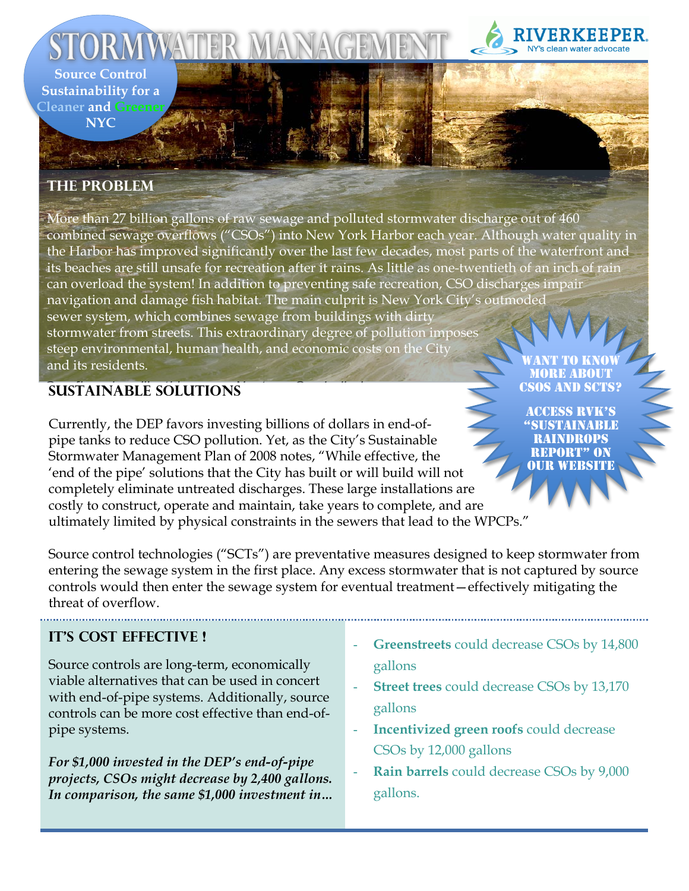# Stormwater Management

**Source Control Sustainability for a Cleaner and Greener NYC**

RIVERKEEPER. NY's clean water advocate

## The Problem

More than 27 billion gallons of raw sewage and polluted stormwater discharge out of 460 combined sewage overflows ("CSOs") into New York Harbor each year. Although water quality in the Harbor has improved significantly over the last few decades, most parts of the waterfront and its beaches are still unsafe for recreation after it rains. As little as one-twentieth of an inch of rain can overload the system! In addition to preventing safe recreation, CSO discharges impair navigation and damage fish habitat. The main culprit is New York City's outmoded sewer system, which combines sewage from buildings with dirty stormwater from streets. This extraordinary degree of pollution imposes steep environmental, human health, and economic costs on the City and its residents.

**Want to know more about CSOs and SCTs? Access RVK's "Sustainable Raindrops Report" on our website**

## Sustainable Solutions

Currently, the DEP favors investing billions of dollars in end-of-pipe tanks to reduce CSO pollution. Yet, as the City's Sustainable Stormwater Management Plan of 2008 notes, "While effective, the 'end of the pipe' solutions that the City has built or will build will not completely eliminate untreated discharges. These large installations are costly to construct, operate and maintain, take years to complete, and are ultimately limited by physical constraints in the sewers that lead to the WPCPs."

Source control technologies ("SCTs") are preventative measures designed to keep stormwater from entering the sewage system in the first place. Any excess stormwater that is not captured by source controls would then enter the sewage system for eventual treatment—effectively mitigating the threat of overflow.

## It's Cost Effective !

Source controls are long-term, economically viable alternatives that can be used in concert with end-of-pipe systems. Additionally, source controls can be more cost effective than end-of-pipe systems.

***For $1,000 invested in the DEP's end-of-pipe projects, CSOs might decrease by 2,400 gallons. In comparison, the same $1,000 investment in…***

- **Greenstreets** could decrease CSOs by 14,800 gallons
- **Street trees** could decrease CSOs by 13,170 gallons
- **Incentivized green roofs** could decrease CSOs by 12,000 gallons
- **Rain barrels** could decrease CSOs by 9,000 gallons.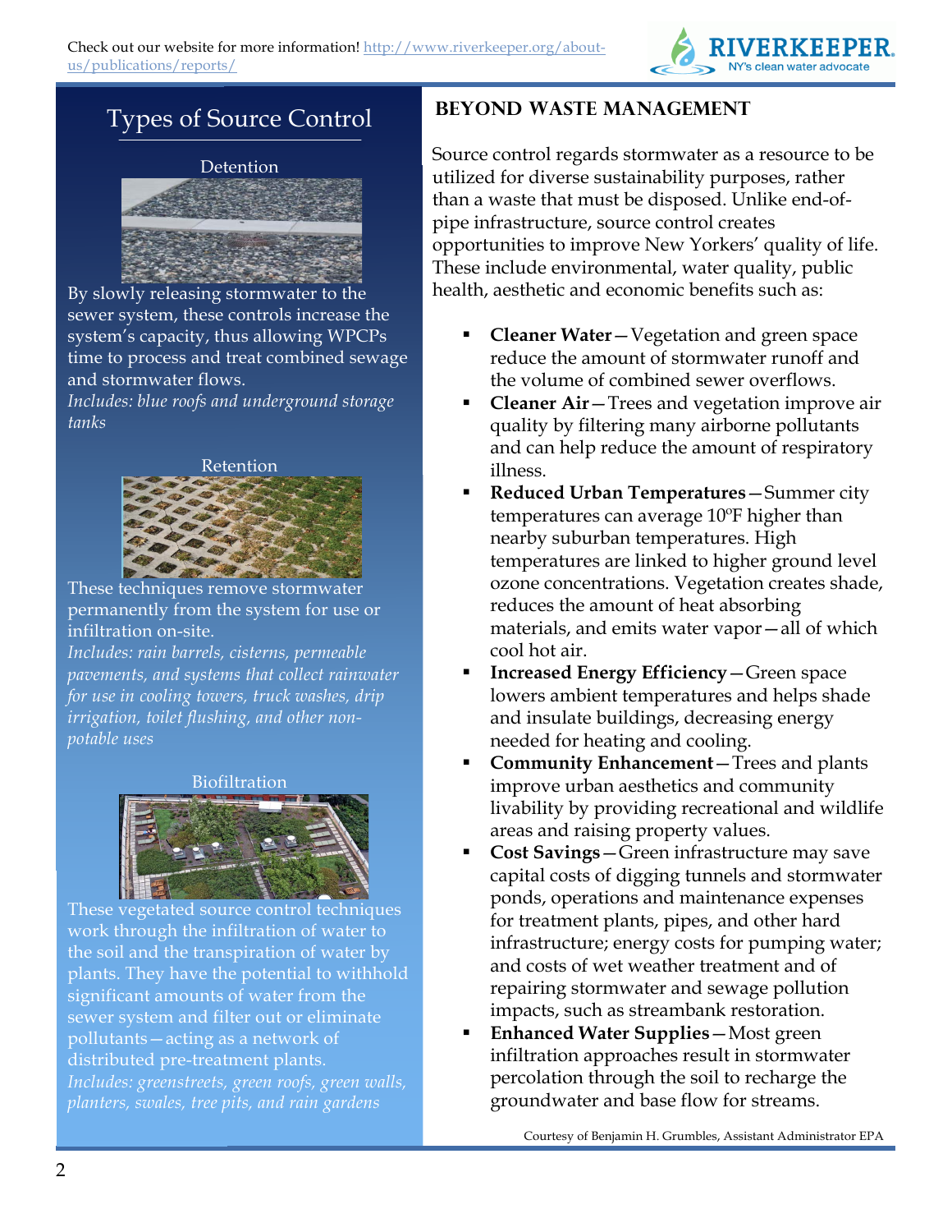Check out our website for more information! http://www.riverkeeper.org/about-us/publications/reports/

RIVERKEEPER
NY's clean water advocate

## Types of Source Control

### Detention

By slowly releasing stormwater to the sewer system, these controls increase the system's capacity, thus allowing WPCPs time to process and treat combined sewage and stormwater flows.
*Includes: blue roofs and underground storage tanks*

### Retention

These techniques remove stormwater permanently from the system for use or infiltration on-site.
*Includes: rain barrels, cisterns, permeable pavements, and systems that collect rainwater for use in cooling towers, truck washes, drip irrigation, toilet flushing, and other non-potable uses*

### Biofiltration

These vegetated source control techniques work through the infiltration of water to the soil and the transpiration of water by plants. They have the potential to withhold significant amounts of water from the sewer system and filter out or eliminate pollutants—acting as a network of distributed pre-treatment plants.
*Includes: greenstreets, green roofs, green walls, planters, swales, tree pits, and rain gardens*

## BEYOND WASTE MANAGEMENT

Source control regards stormwater as a resource to be utilized for diverse sustainability purposes, rather than a waste that must be disposed. Unlike end-of-pipe infrastructure, source control creates opportunities to improve New Yorkers' quality of life. These include environmental, water quality, public health, aesthetic and economic benefits such as:

- **Cleaner Water**—Vegetation and green space reduce the amount of stormwater runoff and the volume of combined sewer overflows.
- **Cleaner Air**—Trees and vegetation improve air quality by filtering many airborne pollutants and can help reduce the amount of respiratory illness.
- **Reduced Urban Temperatures**—Summer city temperatures can average 10ºF higher than nearby suburban temperatures. High temperatures are linked to higher ground level ozone concentrations. Vegetation creates shade, reduces the amount of heat absorbing materials, and emits water vapor—all of which cool hot air.
- **Increased Energy Efficiency**—Green space lowers ambient temperatures and helps shade and insulate buildings, decreasing energy needed for heating and cooling.
- **Community Enhancement**—Trees and plants improve urban aesthetics and community livability by providing recreational and wildlife areas and raising property values.
- **Cost Savings**—Green infrastructure may save capital costs of digging tunnels and stormwater ponds, operations and maintenance expenses for treatment plants, pipes, and other hard infrastructure; energy costs for pumping water; and costs of wet weather treatment and of repairing stormwater and sewage pollution impacts, such as streambank restoration.
- **Enhanced Water Supplies**—Most green infiltration approaches result in stormwater percolation through the soil to recharge the groundwater and base flow for streams.

Courtesy of Benjamin H. Grumbles, Assistant Administrator EPA